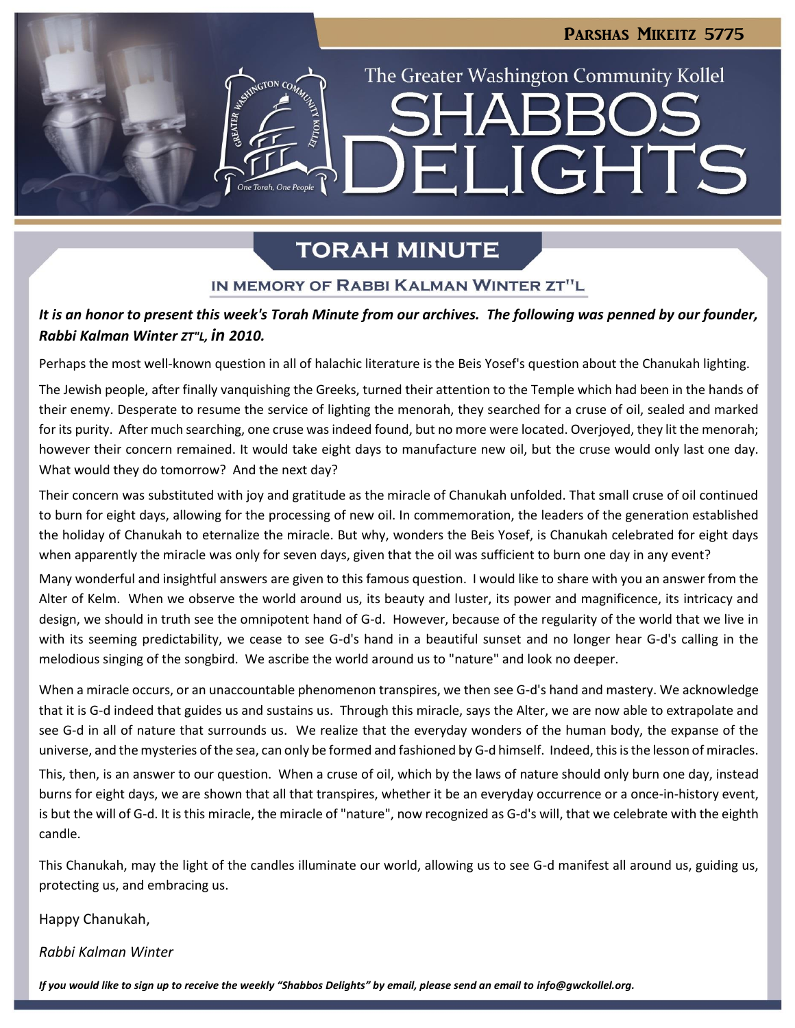**Parshas Mikeitz 5775**

The Greater Washington Community Kollel

# Shabbos Delights

## Torah Minute

### In Memory of Rabbi Kalman Winter zt"l

***It is an honor to present this week's Torah Minute from our archives. The following was penned by our founder, Rabbi Kalman Winter zt"l, in 2010.***

Perhaps the most well-known question in all of halachic literature is the Beis Yosef's question about the Chanukah lighting.

The Jewish people, after finally vanquishing the Greeks, turned their attention to the Temple which had been in the hands of their enemy. Desperate to resume the service of lighting the menorah, they searched for a cruse of oil, sealed and marked for its purity. After much searching, one cruse was indeed found, but no more were located. Overjoyed, they lit the menorah; however their concern remained. It would take eight days to manufacture new oil, but the cruse would only last one day. What would they do tomorrow? And the next day?

Their concern was substituted with joy and gratitude as the miracle of Chanukah unfolded. That small cruse of oil continued to burn for eight days, allowing for the processing of new oil. In commemoration, the leaders of the generation established the holiday of Chanukah to eternalize the miracle. But why, wonders the Beis Yosef, is Chanukah celebrated for eight days when apparently the miracle was only for seven days, given that the oil was sufficient to burn one day in any event?

Many wonderful and insightful answers are given to this famous question. I would like to share with you an answer from the Alter of Kelm. When we observe the world around us, its beauty and luster, its power and magnificence, its intricacy and design, we should in truth see the omnipotent hand of G-d. However, because of the regularity of the world that we live in with its seeming predictability, we cease to see G-d's hand in a beautiful sunset and no longer hear G-d's calling in the melodious singing of the songbird. We ascribe the world around us to "nature" and look no deeper.

When a miracle occurs, or an unaccountable phenomenon transpires, we then see G-d's hand and mastery. We acknowledge that it is G-d indeed that guides us and sustains us. Through this miracle, says the Alter, we are now able to extrapolate and see G-d in all of nature that surrounds us. We realize that the everyday wonders of the human body, the expanse of the universe, and the mysteries of the sea, can only be formed and fashioned by G-d himself. Indeed, this is the lesson of miracles.

This, then, is an answer to our question. When a cruse of oil, which by the laws of nature should only burn one day, instead burns for eight days, we are shown that all that transpires, whether it be an everyday occurrence or a once-in-history event, is but the will of G-d. It is this miracle, the miracle of "nature", now recognized as G-d's will, that we celebrate with the eighth candle.

This Chanukah, may the light of the candles illuminate our world, allowing us to see G-d manifest all around us, guiding us, protecting us, and embracing us.

Happy Chanukah,

*Rabbi Kalman Winter*

***If you would like to sign up to receive the weekly "Shabbos Delights" by email, please send an email to info@gwckollel.org.***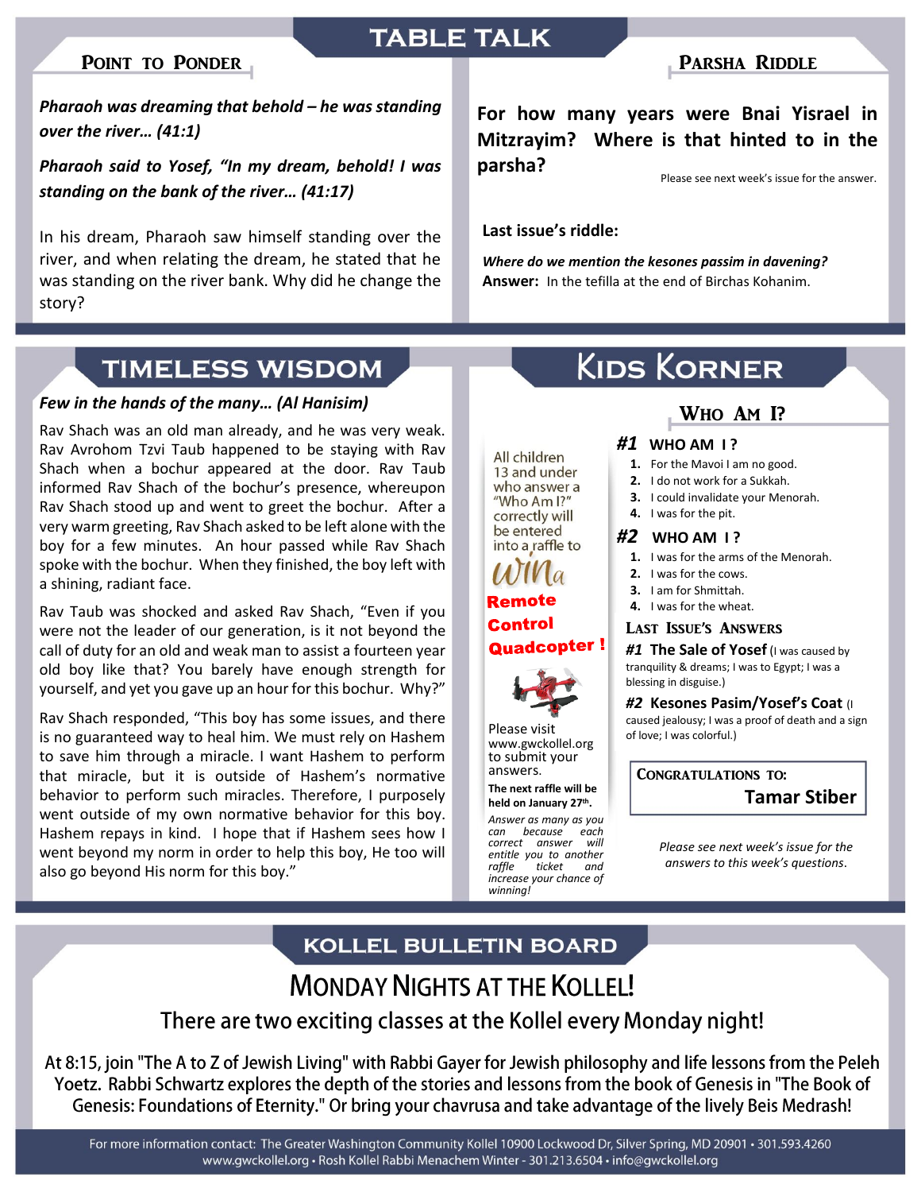# TABLE TALK

## Point to Ponder

***Pharaoh was dreaming that behold – he was standing over the river… (41:1)***

***Pharaoh said to Yosef, "In my dream, behold! I was standing on the bank of the river… (41:17)***

In his dream, Pharaoh saw himself standing over the river, and when relating the dream, he stated that he was standing on the river bank. Why did he change the story?

## Parsha Riddle

**For how many years were Bnai Yisrael in Mitzrayim? Where is that hinted to in the parsha?**

Please see next week's issue for the answer.

**Last issue's riddle:**

***Where do we mention the kesones passim in davening?***
**Answer:** In the tefilla at the end of Birchas Kohanim.

# TIMELESS WISDOM

***Few in the hands of the many… (Al Hanisim)***

Rav Shach was an old man already, and he was very weak. Rav Avrohom Tzvi Taub happened to be staying with Rav Shach when a bochur appeared at the door. Rav Taub informed Rav Shach of the bochur's presence, whereupon Rav Shach stood up and went to greet the bochur. After a very warm greeting, Rav Shach asked to be left alone with the boy for a few minutes. An hour passed while Rav Shach spoke with the bochur. When they finished, the boy left with a shining, radiant face.

Rav Taub was shocked and asked Rav Shach, "Even if you were not the leader of our generation, is it not beyond the call of duty for an old and weak man to assist a fourteen year old boy like that? You barely have enough strength for yourself, and yet you gave up an hour for this bochur. Why?"

Rav Shach responded, "This boy has some issues, and there is no guaranteed way to heal him. We must rely on Hashem to save him through a miracle. I want Hashem to perform that miracle, but it is outside of Hashem's normative behavior to perform such miracles. Therefore, I purposely went outside of my own normative behavior for this boy. Hashem repays in kind. I hope that if Hashem sees how I went beyond my norm in order to help this boy, He too will also go beyond His norm for this boy."

# KIDS KORNER

All children 13 and under who answer a "Who Am I?" correctly will be entered into a raffle to

*Win a* **Remote Control Quadcopter!**

Please visit www.gwckollel.org to submit your answers.

**The next raffle will be held on January 27th.**

*Answer as many as you can because each correct answer will entitle you to another raffle ticket and increase your chance of winning!*

## Who Am I?

### #1 WHO AM I?

1. For the Mavoi I am no good.
2. I do not work for a Sukkah.
3. I could invalidate your Menorah.
4. I was for the pit.

### #2 WHO AM I?

1. I was for the arms of the Menorah.
2. I was for the cows.
3. I am for Shmittah.
4. I was for the wheat.

### Last Issue's Answers

***#1* The Sale of Yosef** (I was caused by tranquility & dreams; I was to Egypt; I was a blessing in disguise.)

***#2* Kesones Pasim/Yosef's Coat** (I caused jealousy; I was a proof of death and a sign of love; I was colorful.)

**Congratulations to:**
**Tamar Stiber**

*Please see next week's issue for the answers to this week's questions.*

# KOLLEL BULLETIN BOARD

## Monday Nights at the Kollel!

There are two exciting classes at the Kollel every Monday night!

At 8:15, join "The A to Z of Jewish Living" with Rabbi Gayer for Jewish philosophy and life lessons from the Peleh Yoetz. Rabbi Schwartz explores the depth of the stories and lessons from the book of Genesis in "The Book of Genesis: Foundations of Eternity." Or bring your chavrusa and take advantage of the lively Beis Medrash!

For more information contact: The Greater Washington Community Kollel 10900 Lockwood Dr, Silver Spring, MD 20901 • 301.593.4260
www.gwckollel.org • Rosh Kollel Rabbi Menachem Winter - 301.213.6504 • info@gwckollel.org